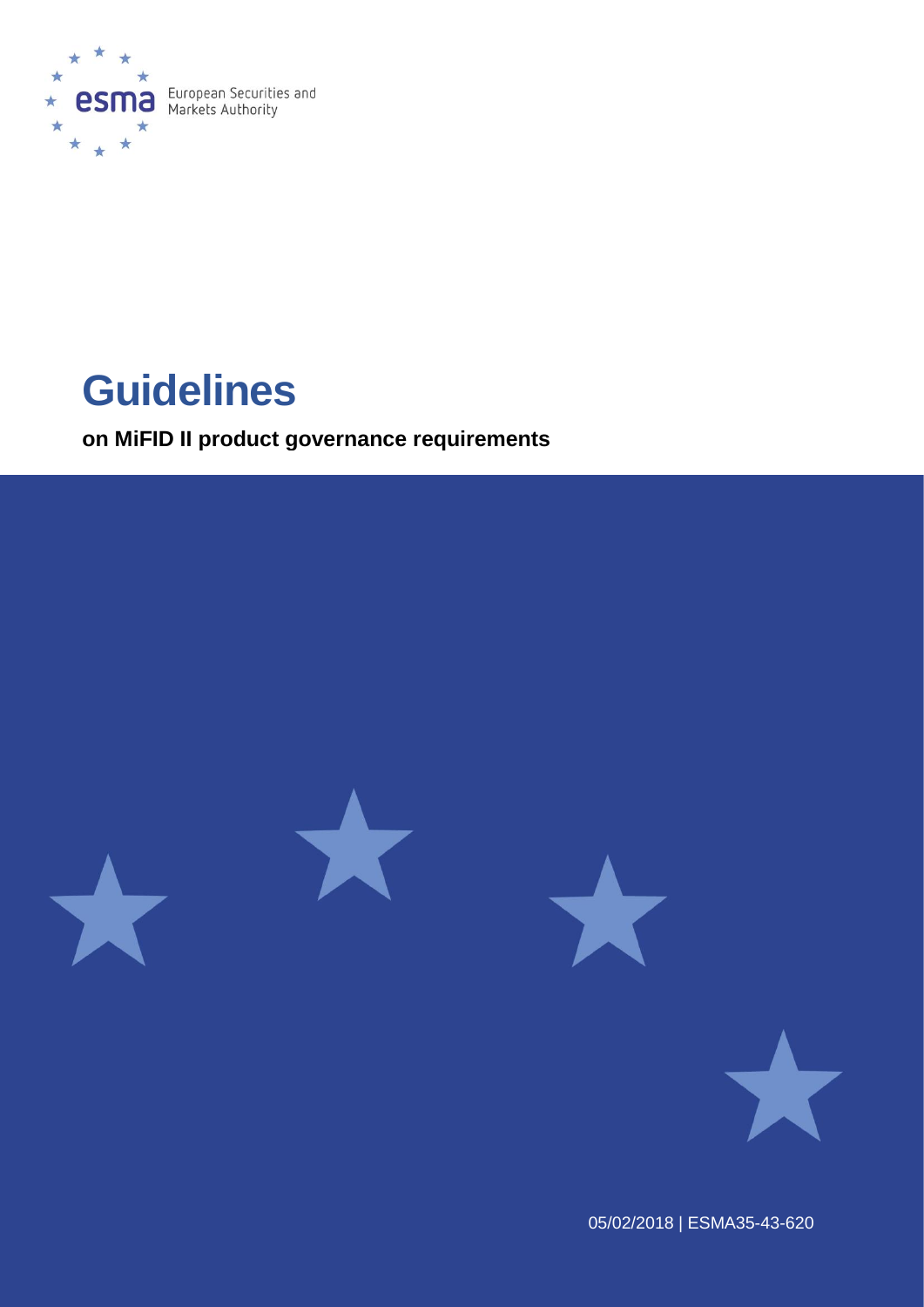European Securities and Markets Authority

# Guidelines

**on MiFID II product governance requirements**

05/02/2018 | ESMA35-43-620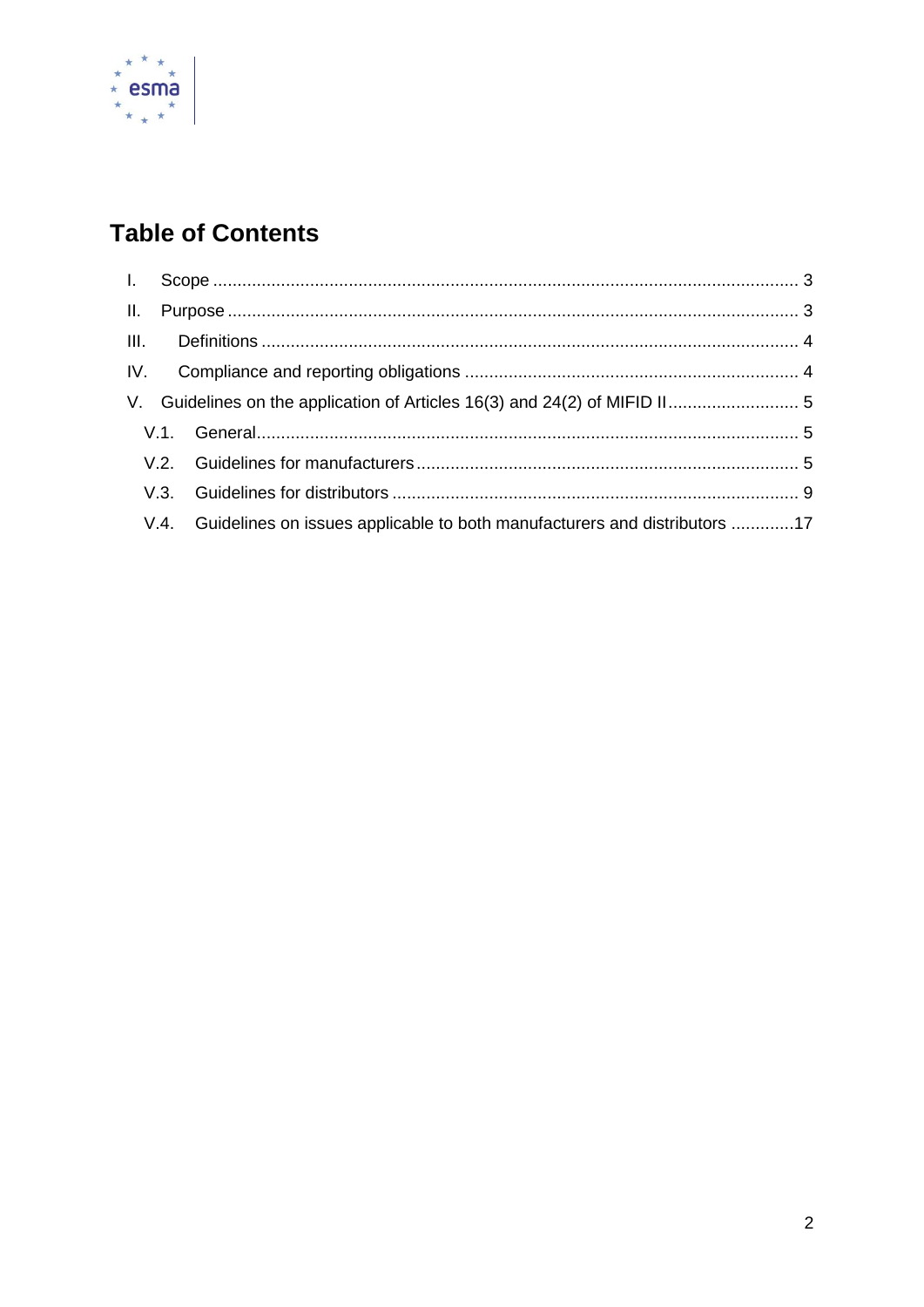# Table of Contents

- I. Scope ........................................................................................................................ 3
- II. Purpose ..................................................................................................................... 3
- III. Definitions .............................................................................................................. 4
- IV. Compliance and reporting obligations .................................................................... 4
- V. Guidelines on the application of Articles 16(3) and 24(2) of MIFID II........................... 5
  - V.1. General................................................................................................................ 5
  - V.2. Guidelines for manufacturers ............................................................................... 5
  - V.3. Guidelines for distributors .................................................................................... 9
  - V.4. Guidelines on issues applicable to both manufacturers and distributors .............17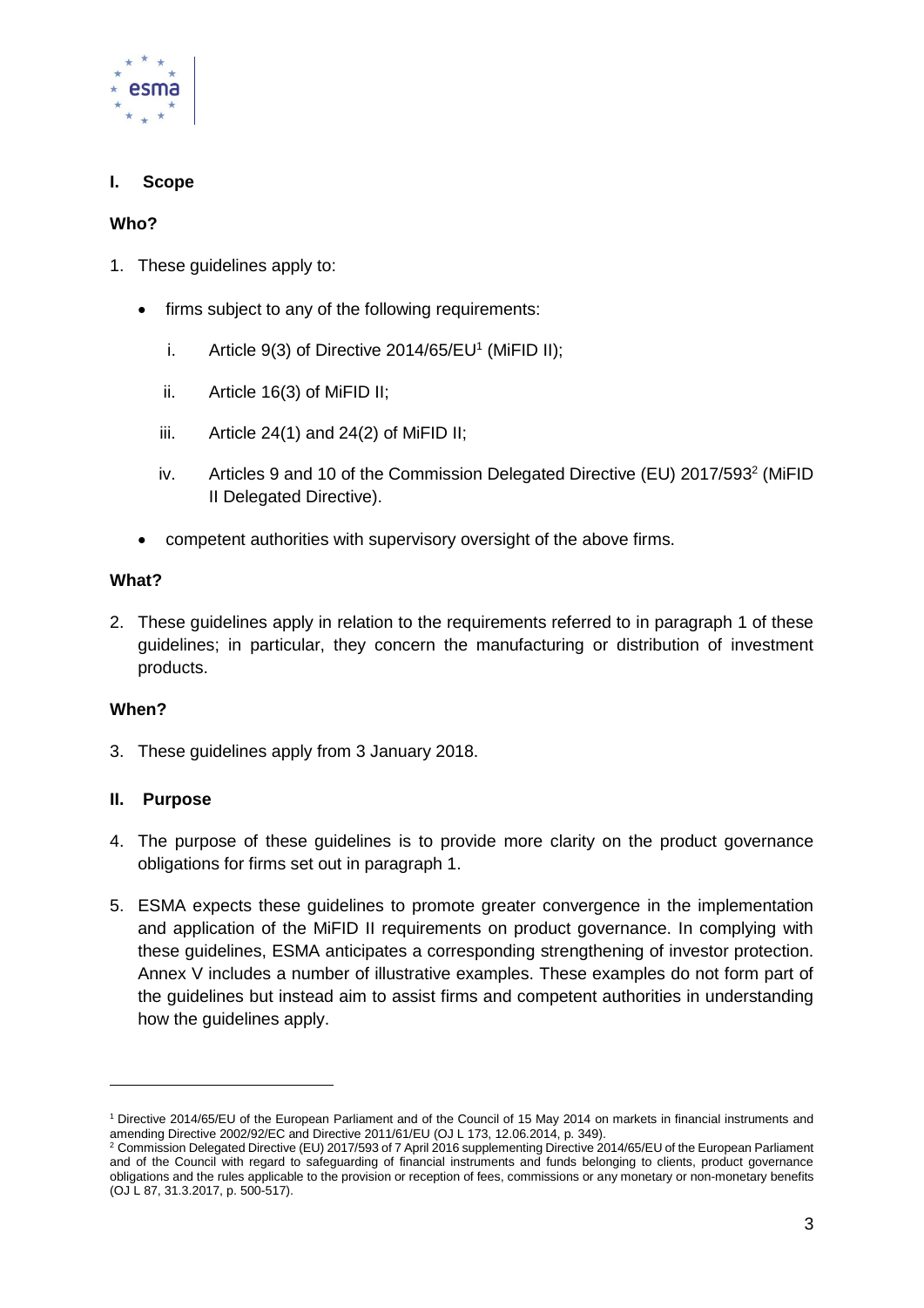## I. Scope

### Who?

1. These guidelines apply to:

   - firms subject to any of the following requirements:

     i. Article 9(3) of Directive 2014/65/EU[1] (MiFID II);

     ii. Article 16(3) of MiFID II;

     iii. Article 24(1) and 24(2) of MiFID II;

     iv. Articles 9 and 10 of the Commission Delegated Directive (EU) 2017/593[2] (MiFID II Delegated Directive).

   - competent authorities with supervisory oversight of the above firms.

### What?

2. These guidelines apply in relation to the requirements referred to in paragraph 1 of these guidelines; in particular, they concern the manufacturing or distribution of investment products.

### When?

3. These guidelines apply from 3 January 2018.

## II. Purpose

4. The purpose of these guidelines is to provide more clarity on the product governance obligations for firms set out in paragraph 1.

5. ESMA expects these guidelines to promote greater convergence in the implementation and application of the MiFID II requirements on product governance. In complying with these guidelines, ESMA anticipates a corresponding strengthening of investor protection. Annex V includes a number of illustrative examples. These examples do not form part of the guidelines but instead aim to assist firms and competent authorities in understanding how the guidelines apply.

---

[1] Directive 2014/65/EU of the European Parliament and of the Council of 15 May 2014 on markets in financial instruments and amending Directive 2002/92/EC and Directive 2011/61/EU (OJ L 173, 12.06.2014, p. 349).

[2] Commission Delegated Directive (EU) 2017/593 of 7 April 2016 supplementing Directive 2014/65/EU of the European Parliament and of the Council with regard to safeguarding of financial instruments and funds belonging to clients, product governance obligations and the rules applicable to the provision or reception of fees, commissions or any monetary or non-monetary benefits (OJ L 87, 31.3.2017, p. 500-517).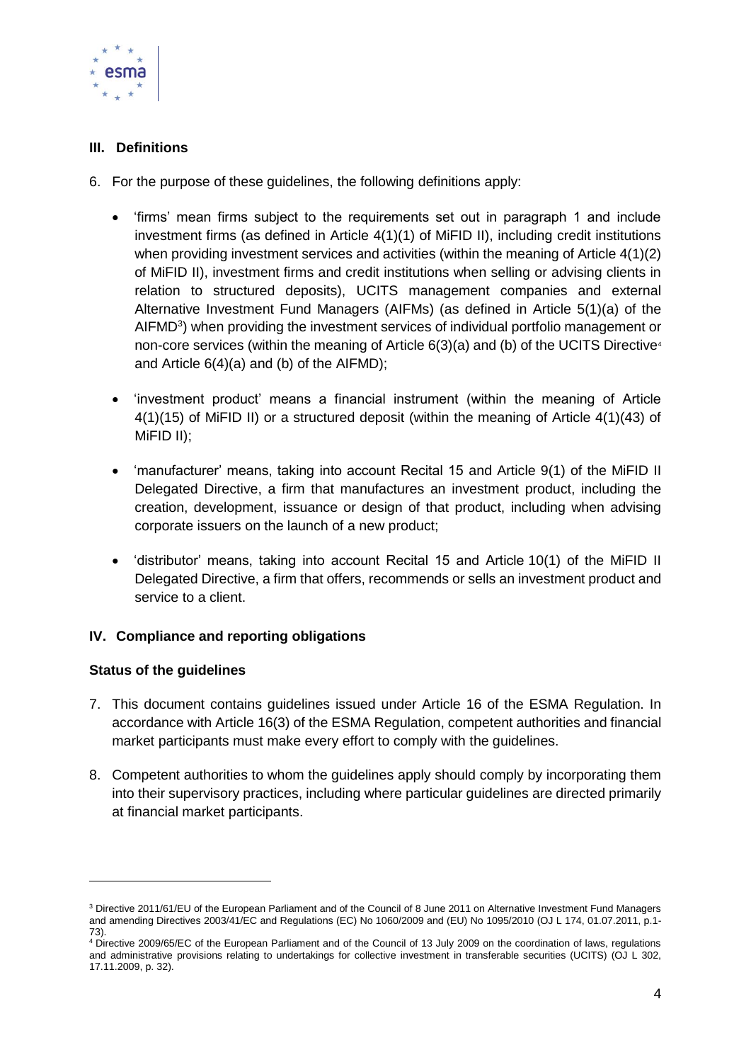## III. Definitions

6. For the purpose of these guidelines, the following definitions apply:

   - 'firms' mean firms subject to the requirements set out in paragraph 1 and include investment firms (as defined in Article 4(1)(1) of MiFID II), including credit institutions when providing investment services and activities (within the meaning of Article 4(1)(2) of MiFID II), investment firms and credit institutions when selling or advising clients in relation to structured deposits), UCITS management companies and external Alternative Investment Fund Managers (AIFMs) (as defined in Article 5(1)(a) of the AIFMD[3]) when providing the investment services of individual portfolio management or non-core services (within the meaning of Article 6(3)(a) and (b) of the UCITS Directive[4] and Article 6(4)(a) and (b) of the AIFMD);

   - 'investment product' means a financial instrument (within the meaning of Article 4(1)(15) of MiFID II) or a structured deposit (within the meaning of Article 4(1)(43) of MiFID II);

   - 'manufacturer' means, taking into account Recital 15 and Article 9(1) of the MiFID II Delegated Directive, a firm that manufactures an investment product, including the creation, development, issuance or design of that product, including when advising corporate issuers on the launch of a new product;

   - 'distributor' means, taking into account Recital 15 and Article 10(1) of the MiFID II Delegated Directive, a firm that offers, recommends or sells an investment product and service to a client.

## IV. Compliance and reporting obligations

### Status of the guidelines

7. This document contains guidelines issued under Article 16 of the ESMA Regulation. In accordance with Article 16(3) of the ESMA Regulation, competent authorities and financial market participants must make every effort to comply with the guidelines.

8. Competent authorities to whom the guidelines apply should comply by incorporating them into their supervisory practices, including where particular guidelines are directed primarily at financial market participants.

---

[3] Directive 2011/61/EU of the European Parliament and of the Council of 8 June 2011 on Alternative Investment Fund Managers and amending Directives 2003/41/EC and Regulations (EC) No 1060/2009 and (EU) No 1095/2010 (OJ L 174, 01.07.2011, p.1-73).

[4] Directive 2009/65/EC of the European Parliament and of the Council of 13 July 2009 on the coordination of laws, regulations and administrative provisions relating to undertakings for collective investment in transferable securities (UCITS) (OJ L 302, 17.11.2009, p. 32).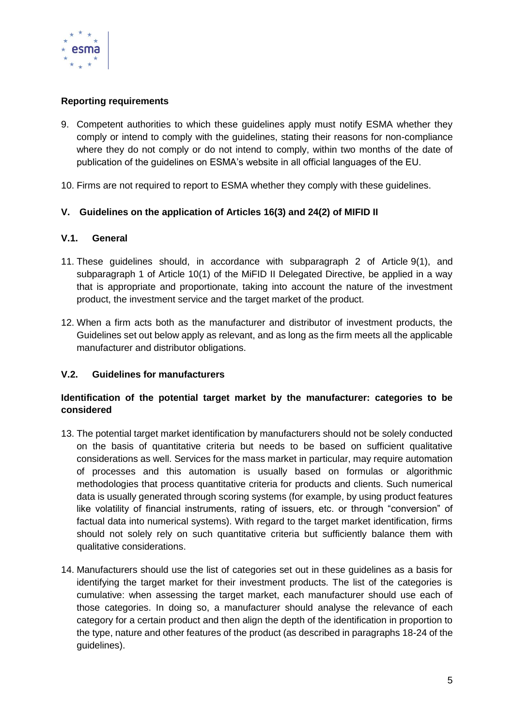**Reporting requirements**

9. Competent authorities to which these guidelines apply must notify ESMA whether they comply or intend to comply with the guidelines, stating their reasons for non-compliance where they do not comply or do not intend to comply, within two months of the date of publication of the guidelines on ESMA's website in all official languages of the EU.

10. Firms are not required to report to ESMA whether they comply with these guidelines.

## V. Guidelines on the application of Articles 16(3) and 24(2) of MIFID II

### V.1. General

11. These guidelines should, in accordance with subparagraph 2 of Article 9(1), and subparagraph 1 of Article 10(1) of the MiFID II Delegated Directive, be applied in a way that is appropriate and proportionate, taking into account the nature of the investment product, the investment service and the target market of the product.

12. When a firm acts both as the manufacturer and distributor of investment products, the Guidelines set out below apply as relevant, and as long as the firm meets all the applicable manufacturer and distributor obligations.

### V.2. Guidelines for manufacturers

**Identification of the potential target market by the manufacturer: categories to be considered**

13. The potential target market identification by manufacturers should not be solely conducted on the basis of quantitative criteria but needs to be based on sufficient qualitative considerations as well. Services for the mass market in particular, may require automation of processes and this automation is usually based on formulas or algorithmic methodologies that process quantitative criteria for products and clients. Such numerical data is usually generated through scoring systems (for example, by using product features like volatility of financial instruments, rating of issuers, etc. or through "conversion" of factual data into numerical systems). With regard to the target market identification, firms should not solely rely on such quantitative criteria but sufficiently balance them with qualitative considerations.

14. Manufacturers should use the list of categories set out in these guidelines as a basis for identifying the target market for their investment products. The list of the categories is cumulative: when assessing the target market, each manufacturer should use each of those categories. In doing so, a manufacturer should analyse the relevance of each category for a certain product and then align the depth of the identification in proportion to the type, nature and other features of the product (as described in paragraphs 18-24 of the guidelines).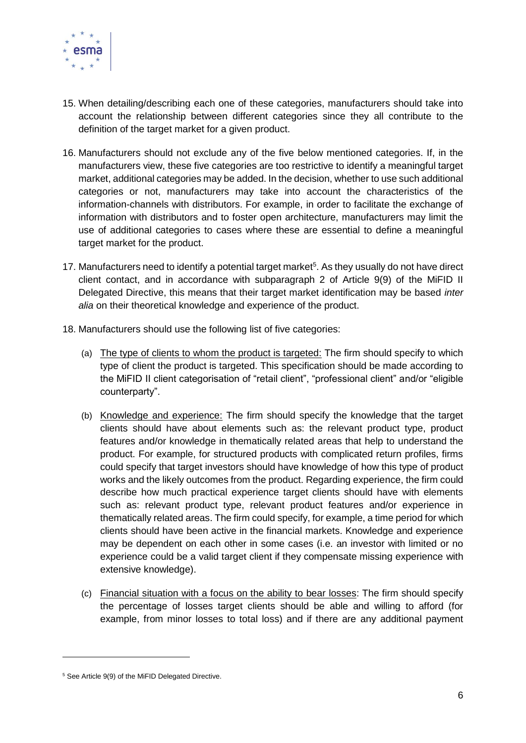15. When detailing/describing each one of these categories, manufacturers should take into account the relationship between different categories since they all contribute to the definition of the target market for a given product.

16. Manufacturers should not exclude any of the five below mentioned categories. If, in the manufacturers view, these five categories are too restrictive to identify a meaningful target market, additional categories may be added. In the decision, whether to use such additional categories or not, manufacturers may take into account the characteristics of the information-channels with distributors. For example, in order to facilitate the exchange of information with distributors and to foster open architecture, manufacturers may limit the use of additional categories to cases where these are essential to define a meaningful target market for the product.

17. Manufacturers need to identify a potential target market[5]. As they usually do not have direct client contact, and in accordance with subparagraph 2 of Article 9(9) of the MiFID II Delegated Directive, this means that their target market identification may be based *inter alia* on their theoretical knowledge and experience of the product.

18. Manufacturers should use the following list of five categories:

    (a) <u>The type of clients to whom the product is targeted:</u> The firm should specify to which type of client the product is targeted. This specification should be made according to the MiFID II client categorisation of "retail client", "professional client" and/or "eligible counterparty".

    (b) <u>Knowledge and experience:</u> The firm should specify the knowledge that the target clients should have about elements such as: the relevant product type, product features and/or knowledge in thematically related areas that help to understand the product. For example, for structured products with complicated return profiles, firms could specify that target investors should have knowledge of how this type of product works and the likely outcomes from the product. Regarding experience, the firm could describe how much practical experience target clients should have with elements such as: relevant product type, relevant product features and/or experience in thematically related areas. The firm could specify, for example, a time period for which clients should have been active in the financial markets. Knowledge and experience may be dependent on each other in some cases (i.e. an investor with limited or no experience could be a valid target client if they compensate missing experience with extensive knowledge).

    (c) <u>Financial situation with a focus on the ability to bear losses</u>: The firm should specify the percentage of losses target clients should be able and willing to afford (for example, from minor losses to total loss) and if there are any additional payment

[5] See Article 9(9) of the MiFID Delegated Directive.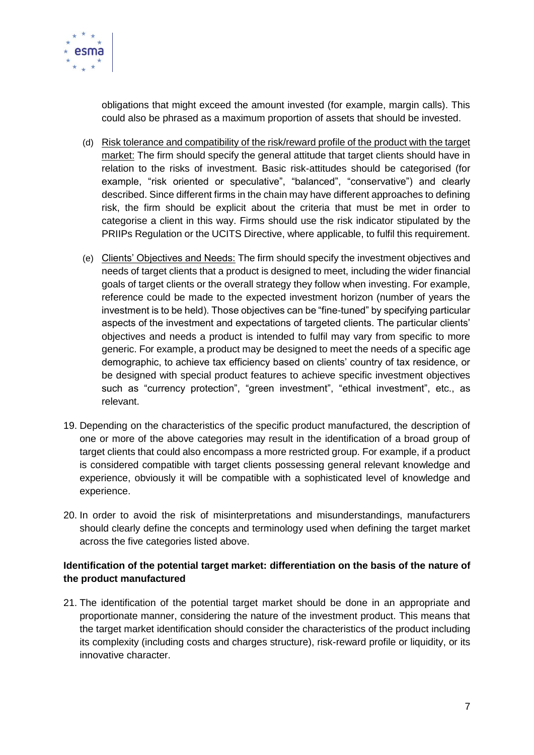obligations that might exceed the amount invested (for example, margin calls). This could also be phrased as a maximum proportion of assets that should be invested.

(d) Risk tolerance and compatibility of the risk/reward profile of the product with the target market: The firm should specify the general attitude that target clients should have in relation to the risks of investment. Basic risk-attitudes should be categorised (for example, "risk oriented or speculative", "balanced", "conservative") and clearly described. Since different firms in the chain may have different approaches to defining risk, the firm should be explicit about the criteria that must be met in order to categorise a client in this way. Firms should use the risk indicator stipulated by the PRIIPs Regulation or the UCITS Directive, where applicable, to fulfil this requirement.

(e) Clients' Objectives and Needs: The firm should specify the investment objectives and needs of target clients that a product is designed to meet, including the wider financial goals of target clients or the overall strategy they follow when investing. For example, reference could be made to the expected investment horizon (number of years the investment is to be held). Those objectives can be "fine-tuned" by specifying particular aspects of the investment and expectations of targeted clients. The particular clients' objectives and needs a product is intended to fulfil may vary from specific to more generic. For example, a product may be designed to meet the needs of a specific age demographic, to achieve tax efficiency based on clients' country of tax residence, or be designed with special product features to achieve specific investment objectives such as "currency protection", "green investment", "ethical investment", etc., as relevant.

19. Depending on the characteristics of the specific product manufactured, the description of one or more of the above categories may result in the identification of a broad group of target clients that could also encompass a more restricted group. For example, if a product is considered compatible with target clients possessing general relevant knowledge and experience, obviously it will be compatible with a sophisticated level of knowledge and experience.

20. In order to avoid the risk of misinterpretations and misunderstandings, manufacturers should clearly define the concepts and terminology used when defining the target market across the five categories listed above.

**Identification of the potential target market: differentiation on the basis of the nature of the product manufactured**

21. The identification of the potential target market should be done in an appropriate and proportionate manner, considering the nature of the investment product. This means that the target market identification should consider the characteristics of the product including its complexity (including costs and charges structure), risk-reward profile or liquidity, or its innovative character.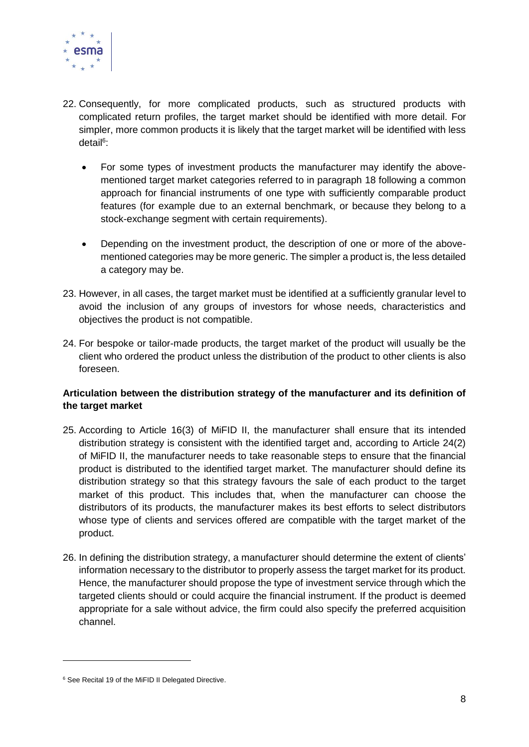22. Consequently, for more complicated products, such as structured products with complicated return profiles, the target market should be identified with more detail. For simpler, more common products it is likely that the target market will be identified with less detail[6]:

    - For some types of investment products the manufacturer may identify the above-mentioned target market categories referred to in paragraph 18 following a common approach for financial instruments of one type with sufficiently comparable product features (for example due to an external benchmark, or because they belong to a stock-exchange segment with certain requirements).

    - Depending on the investment product, the description of one or more of the above-mentioned categories may be more generic. The simpler a product is, the less detailed a category may be.

23. However, in all cases, the target market must be identified at a sufficiently granular level to avoid the inclusion of any groups of investors for whose needs, characteristics and objectives the product is not compatible.

24. For bespoke or tailor-made products, the target market of the product will usually be the client who ordered the product unless the distribution of the product to other clients is also foreseen.

**Articulation between the distribution strategy of the manufacturer and its definition of the target market**

25. According to Article 16(3) of MiFID II, the manufacturer shall ensure that its intended distribution strategy is consistent with the identified target and, according to Article 24(2) of MiFID II, the manufacturer needs to take reasonable steps to ensure that the financial product is distributed to the identified target market. The manufacturer should define its distribution strategy so that this strategy favours the sale of each product to the target market of this product. This includes that, when the manufacturer can choose the distributors of its products, the manufacturer makes its best efforts to select distributors whose type of clients and services offered are compatible with the target market of the product.

26. In defining the distribution strategy, a manufacturer should determine the extent of clients' information necessary to the distributor to properly assess the target market for its product. Hence, the manufacturer should propose the type of investment service through which the targeted clients should or could acquire the financial instrument. If the product is deemed appropriate for a sale without advice, the firm could also specify the preferred acquisition channel.

---

[6] See Recital 19 of the MiFID II Delegated Directive.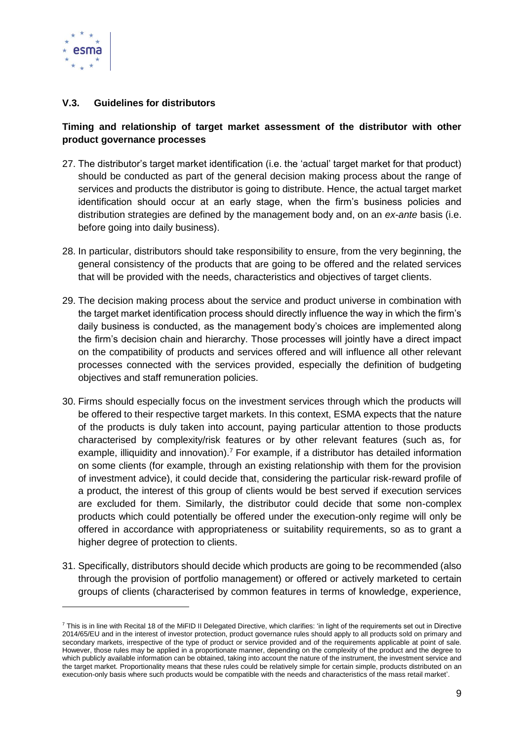## V.3. Guidelines for distributors

**Timing and relationship of target market assessment of the distributor with other product governance processes**

27. The distributor's target market identification (i.e. the 'actual' target market for that product) should be conducted as part of the general decision making process about the range of services and products the distributor is going to distribute. Hence, the actual target market identification should occur at an early stage, when the firm's business policies and distribution strategies are defined by the management body and, on an *ex-ante* basis (i.e. before going into daily business).

28. In particular, distributors should take responsibility to ensure, from the very beginning, the general consistency of the products that are going to be offered and the related services that will be provided with the needs, characteristics and objectives of target clients.

29. The decision making process about the service and product universe in combination with the target market identification process should directly influence the way in which the firm's daily business is conducted, as the management body's choices are implemented along the firm's decision chain and hierarchy. Those processes will jointly have a direct impact on the compatibility of products and services offered and will influence all other relevant processes connected with the services provided, especially the definition of budgeting objectives and staff remuneration policies.

30. Firms should especially focus on the investment services through which the products will be offered to their respective target markets. In this context, ESMA expects that the nature of the products is duly taken into account, paying particular attention to those products characterised by complexity/risk features or by other relevant features (such as, for example, illiquidity and innovation).[7] For example, if a distributor has detailed information on some clients (for example, through an existing relationship with them for the provision of investment advice), it could decide that, considering the particular risk-reward profile of a product, the interest of this group of clients would be best served if execution services are excluded for them. Similarly, the distributor could decide that some non-complex products which could potentially be offered under the execution-only regime will only be offered in accordance with appropriateness or suitability requirements, so as to grant a higher degree of protection to clients.

31. Specifically, distributors should decide which products are going to be recommended (also through the provision of portfolio management) or offered or actively marketed to certain groups of clients (characterised by common features in terms of knowledge, experience,

---

[7] This is in line with Recital 18 of the MiFID II Delegated Directive, which clarifies: 'in light of the requirements set out in Directive 2014/65/EU and in the interest of investor protection, product governance rules should apply to all products sold on primary and secondary markets, irrespective of the type of product or service provided and of the requirements applicable at point of sale. However, those rules may be applied in a proportionate manner, depending on the complexity of the product and the degree to which publicly available information can be obtained, taking into account the nature of the instrument, the investment service and the target market. Proportionality means that these rules could be relatively simple for certain simple, products distributed on an execution-only basis where such products would be compatible with the needs and characteristics of the mass retail market'.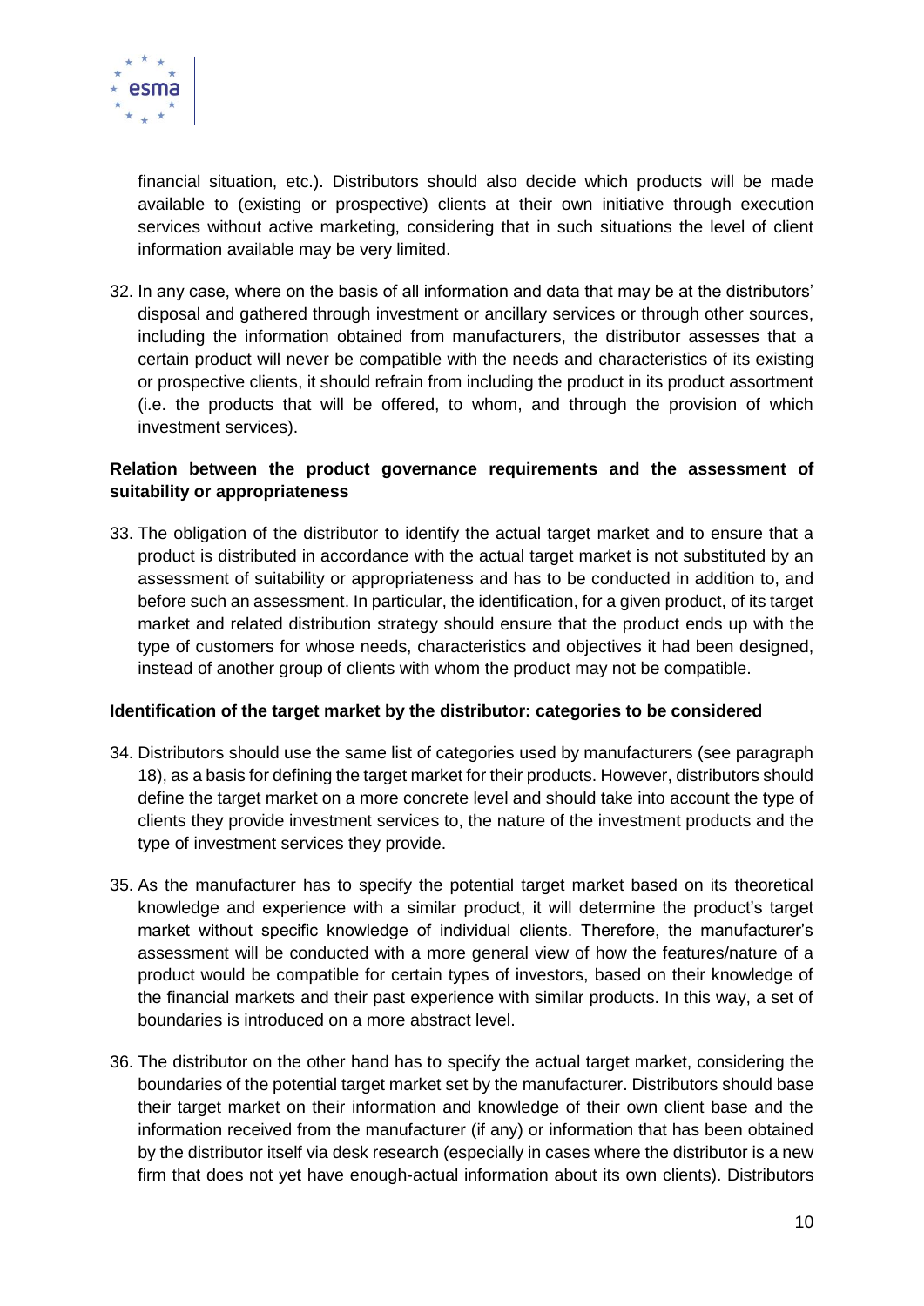financial situation, etc.). Distributors should also decide which products will be made available to (existing or prospective) clients at their own initiative through execution services without active marketing, considering that in such situations the level of client information available may be very limited.

32. In any case, where on the basis of all information and data that may be at the distributors' disposal and gathered through investment or ancillary services or through other sources, including the information obtained from manufacturers, the distributor assesses that a certain product will never be compatible with the needs and characteristics of its existing or prospective clients, it should refrain from including the product in its product assortment (i.e. the products that will be offered, to whom, and through the provision of which investment services).

**Relation between the product governance requirements and the assessment of suitability or appropriateness**

33. The obligation of the distributor to identify the actual target market and to ensure that a product is distributed in accordance with the actual target market is not substituted by an assessment of suitability or appropriateness and has to be conducted in addition to, and before such an assessment. In particular, the identification, for a given product, of its target market and related distribution strategy should ensure that the product ends up with the type of customers for whose needs, characteristics and objectives it had been designed, instead of another group of clients with whom the product may not be compatible.

**Identification of the target market by the distributor: categories to be considered**

34. Distributors should use the same list of categories used by manufacturers (see paragraph 18), as a basis for defining the target market for their products. However, distributors should define the target market on a more concrete level and should take into account the type of clients they provide investment services to, the nature of the investment products and the type of investment services they provide.

35. As the manufacturer has to specify the potential target market based on its theoretical knowledge and experience with a similar product, it will determine the product's target market without specific knowledge of individual clients. Therefore, the manufacturer's assessment will be conducted with a more general view of how the features/nature of a product would be compatible for certain types of investors, based on their knowledge of the financial markets and their past experience with similar products. In this way, a set of boundaries is introduced on a more abstract level.

36. The distributor on the other hand has to specify the actual target market, considering the boundaries of the potential target market set by the manufacturer. Distributors should base their target market on their information and knowledge of their own client base and the information received from the manufacturer (if any) or information that has been obtained by the distributor itself via desk research (especially in cases where the distributor is a new firm that does not yet have enough-actual information about its own clients). Distributors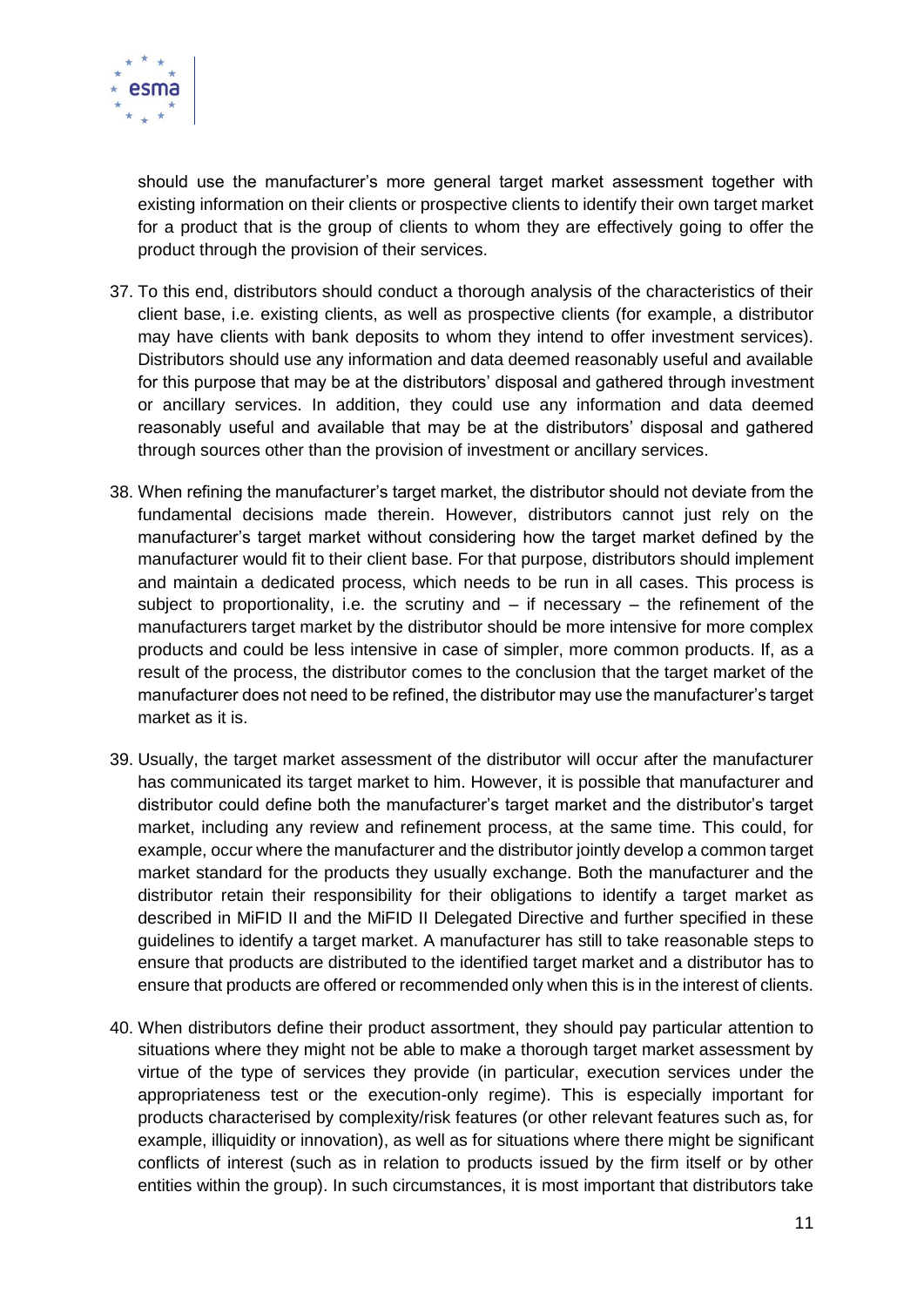should use the manufacturer's more general target market assessment together with existing information on their clients or prospective clients to identify their own target market for a product that is the group of clients to whom they are effectively going to offer the product through the provision of their services.

37. To this end, distributors should conduct a thorough analysis of the characteristics of their client base, i.e. existing clients, as well as prospective clients (for example, a distributor may have clients with bank deposits to whom they intend to offer investment services). Distributors should use any information and data deemed reasonably useful and available for this purpose that may be at the distributors' disposal and gathered through investment or ancillary services. In addition, they could use any information and data deemed reasonably useful and available that may be at the distributors' disposal and gathered through sources other than the provision of investment or ancillary services.

38. When refining the manufacturer's target market, the distributor should not deviate from the fundamental decisions made therein. However, distributors cannot just rely on the manufacturer's target market without considering how the target market defined by the manufacturer would fit to their client base. For that purpose, distributors should implement and maintain a dedicated process, which needs to be run in all cases. This process is subject to proportionality, i.e. the scrutiny and – if necessary – the refinement of the manufacturers target market by the distributor should be more intensive for more complex products and could be less intensive in case of simpler, more common products. If, as a result of the process, the distributor comes to the conclusion that the target market of the manufacturer does not need to be refined, the distributor may use the manufacturer's target market as it is.

39. Usually, the target market assessment of the distributor will occur after the manufacturer has communicated its target market to him. However, it is possible that manufacturer and distributor could define both the manufacturer's target market and the distributor's target market, including any review and refinement process, at the same time. This could, for example, occur where the manufacturer and the distributor jointly develop a common target market standard for the products they usually exchange. Both the manufacturer and the distributor retain their responsibility for their obligations to identify a target market as described in MiFID II and the MiFID II Delegated Directive and further specified in these guidelines to identify a target market. A manufacturer has still to take reasonable steps to ensure that products are distributed to the identified target market and a distributor has to ensure that products are offered or recommended only when this is in the interest of clients.

40. When distributors define their product assortment, they should pay particular attention to situations where they might not be able to make a thorough target market assessment by virtue of the type of services they provide (in particular, execution services under the appropriateness test or the execution-only regime). This is especially important for products characterised by complexity/risk features (or other relevant features such as, for example, illiquidity or innovation), as well as for situations where there might be significant conflicts of interest (such as in relation to products issued by the firm itself or by other entities within the group). In such circumstances, it is most important that distributors take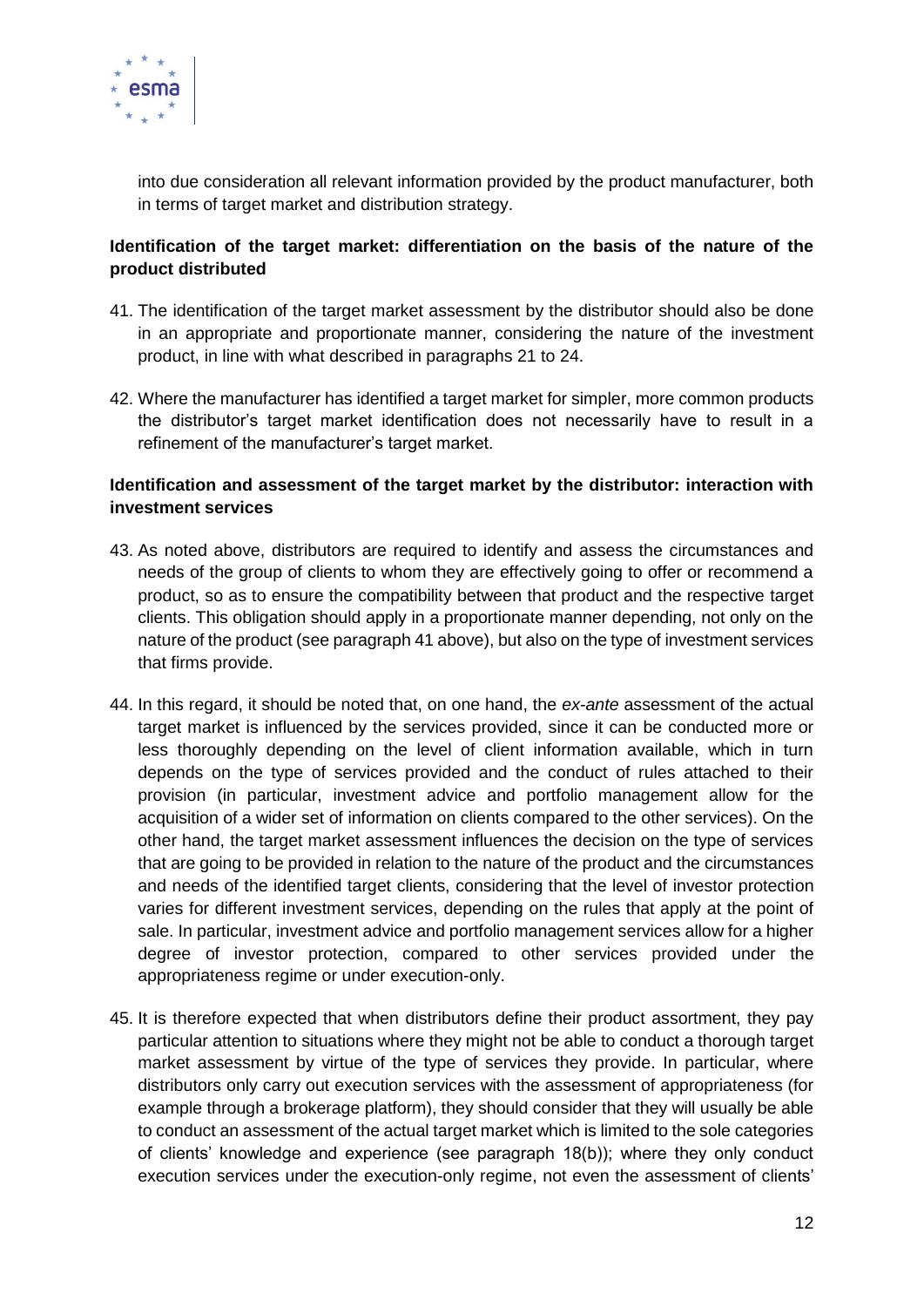into due consideration all relevant information provided by the product manufacturer, both in terms of target market and distribution strategy.

**Identification of the target market: differentiation on the basis of the nature of the product distributed**

41. The identification of the target market assessment by the distributor should also be done in an appropriate and proportionate manner, considering the nature of the investment product, in line with what described in paragraphs 21 to 24.

42. Where the manufacturer has identified a target market for simpler, more common products the distributor's target market identification does not necessarily have to result in a refinement of the manufacturer's target market.

**Identification and assessment of the target market by the distributor: interaction with investment services**

43. As noted above, distributors are required to identify and assess the circumstances and needs of the group of clients to whom they are effectively going to offer or recommend a product, so as to ensure the compatibility between that product and the respective target clients. This obligation should apply in a proportionate manner depending, not only on the nature of the product (see paragraph 41 above), but also on the type of investment services that firms provide.

44. In this regard, it should be noted that, on one hand, the *ex-ante* assessment of the actual target market is influenced by the services provided, since it can be conducted more or less thoroughly depending on the level of client information available, which in turn depends on the type of services provided and the conduct of rules attached to their provision (in particular, investment advice and portfolio management allow for the acquisition of a wider set of information on clients compared to the other services). On the other hand, the target market assessment influences the decision on the type of services that are going to be provided in relation to the nature of the product and the circumstances and needs of the identified target clients, considering that the level of investor protection varies for different investment services, depending on the rules that apply at the point of sale. In particular, investment advice and portfolio management services allow for a higher degree of investor protection, compared to other services provided under the appropriateness regime or under execution-only.

45. It is therefore expected that when distributors define their product assortment, they pay particular attention to situations where they might not be able to conduct a thorough target market assessment by virtue of the type of services they provide. In particular, where distributors only carry out execution services with the assessment of appropriateness (for example through a brokerage platform), they should consider that they will usually be able to conduct an assessment of the actual target market which is limited to the sole categories of clients' knowledge and experience (see paragraph 18(b)); where they only conduct execution services under the execution-only regime, not even the assessment of clients'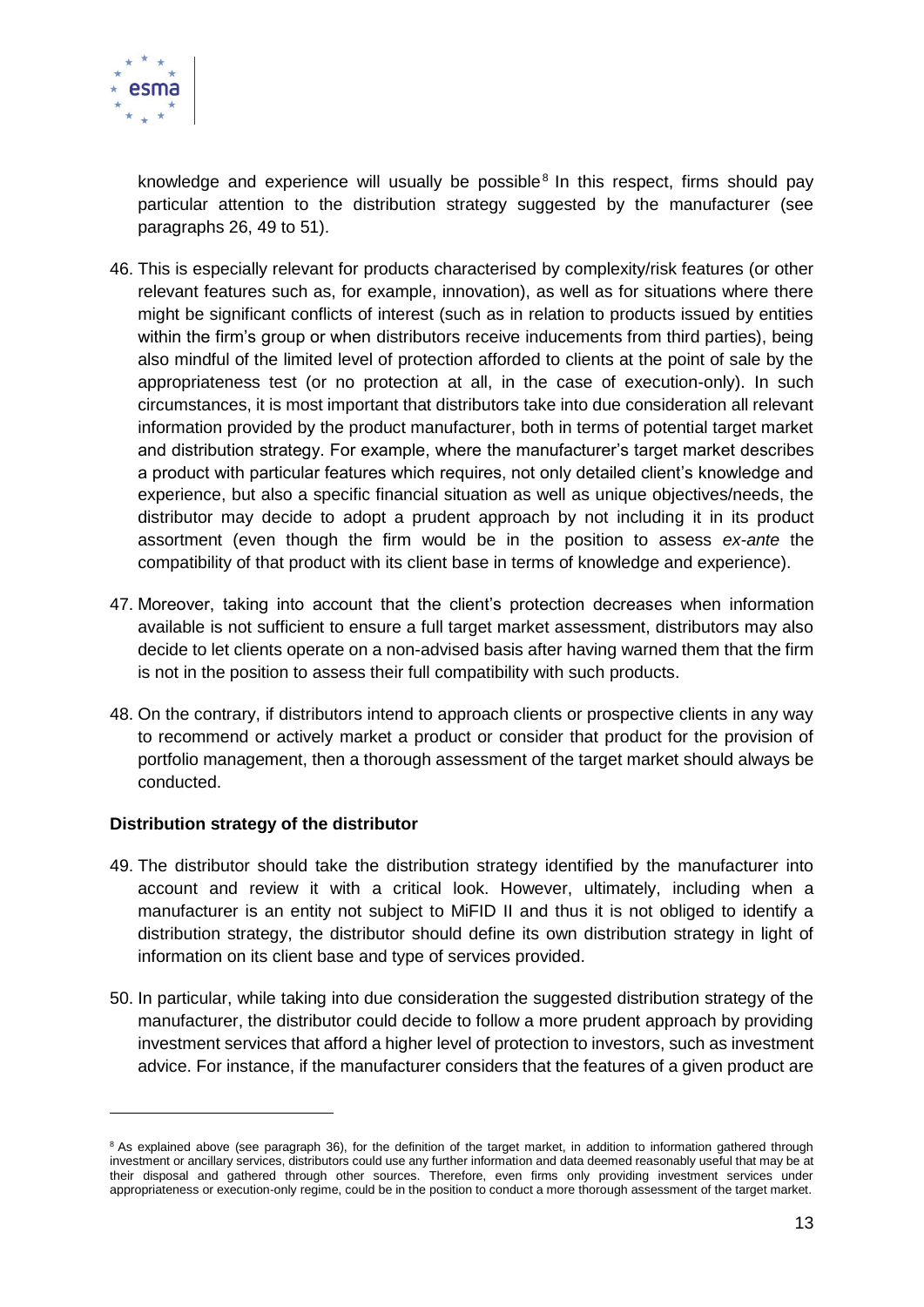knowledge and experience will usually be possible[8] In this respect, firms should pay particular attention to the distribution strategy suggested by the manufacturer (see paragraphs 26, 49 to 51).

46. This is especially relevant for products characterised by complexity/risk features (or other relevant features such as, for example, innovation), as well as for situations where there might be significant conflicts of interest (such as in relation to products issued by entities within the firm's group or when distributors receive inducements from third parties), being also mindful of the limited level of protection afforded to clients at the point of sale by the appropriateness test (or no protection at all, in the case of execution-only). In such circumstances, it is most important that distributors take into due consideration all relevant information provided by the product manufacturer, both in terms of potential target market and distribution strategy. For example, where the manufacturer's target market describes a product with particular features which requires, not only detailed client's knowledge and experience, but also a specific financial situation as well as unique objectives/needs, the distributor may decide to adopt a prudent approach by not including it in its product assortment (even though the firm would be in the position to assess *ex-ante* the compatibility of that product with its client base in terms of knowledge and experience).

47. Moreover, taking into account that the client's protection decreases when information available is not sufficient to ensure a full target market assessment, distributors may also decide to let clients operate on a non-advised basis after having warned them that the firm is not in the position to assess their full compatibility with such products.

48. On the contrary, if distributors intend to approach clients or prospective clients in any way to recommend or actively market a product or consider that product for the provision of portfolio management, then a thorough assessment of the target market should always be conducted.

**Distribution strategy of the distributor**

49. The distributor should take the distribution strategy identified by the manufacturer into account and review it with a critical look. However, ultimately, including when a manufacturer is an entity not subject to MiFID II and thus it is not obliged to identify a distribution strategy, the distributor should define its own distribution strategy in light of information on its client base and type of services provided.

50. In particular, while taking into due consideration the suggested distribution strategy of the manufacturer, the distributor could decide to follow a more prudent approach by providing investment services that afford a higher level of protection to investors, such as investment advice. For instance, if the manufacturer considers that the features of a given product are

[8] As explained above (see paragraph 36), for the definition of the target market, in addition to information gathered through investment or ancillary services, distributors could use any further information and data deemed reasonably useful that may be at their disposal and gathered through other sources. Therefore, even firms only providing investment services under appropriateness or execution-only regime, could be in the position to conduct a more thorough assessment of the target market.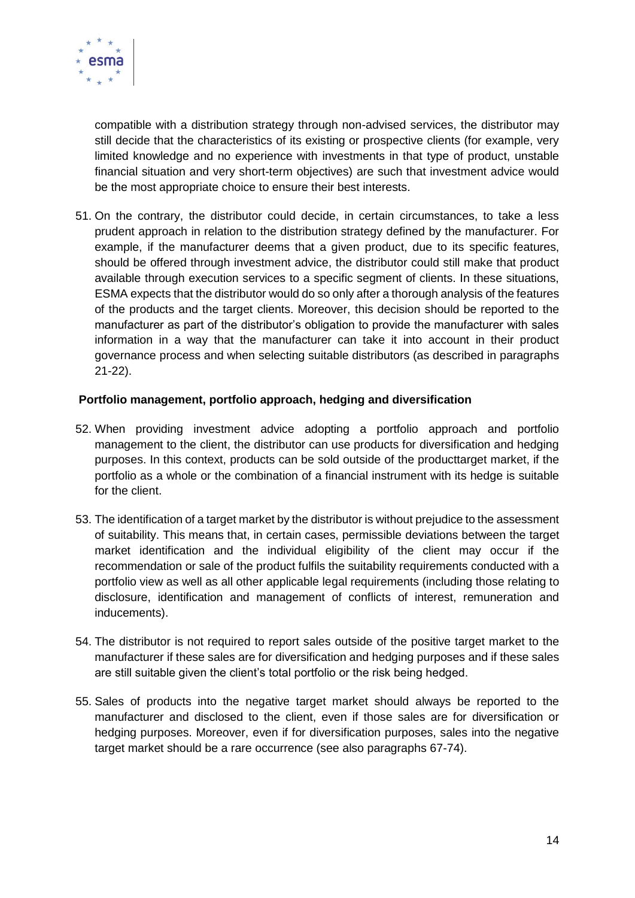compatible with a distribution strategy through non-advised services, the distributor may still decide that the characteristics of its existing or prospective clients (for example, very limited knowledge and no experience with investments in that type of product, unstable financial situation and very short-term objectives) are such that investment advice would be the most appropriate choice to ensure their best interests.

51. On the contrary, the distributor could decide, in certain circumstances, to take a less prudent approach in relation to the distribution strategy defined by the manufacturer. For example, if the manufacturer deems that a given product, due to its specific features, should be offered through investment advice, the distributor could still make that product available through execution services to a specific segment of clients. In these situations, ESMA expects that the distributor would do so only after a thorough analysis of the features of the products and the target clients. Moreover, this decision should be reported to the manufacturer as part of the distributor's obligation to provide the manufacturer with sales information in a way that the manufacturer can take it into account in their product governance process and when selecting suitable distributors (as described in paragraphs 21-22).

**Portfolio management, portfolio approach, hedging and diversification**

52. When providing investment advice adopting a portfolio approach and portfolio management to the client, the distributor can use products for diversification and hedging purposes. In this context, products can be sold outside of the producttarget market, if the portfolio as a whole or the combination of a financial instrument with its hedge is suitable for the client.

53. The identification of a target market by the distributor is without prejudice to the assessment of suitability. This means that, in certain cases, permissible deviations between the target market identification and the individual eligibility of the client may occur if the recommendation or sale of the product fulfils the suitability requirements conducted with a portfolio view as well as all other applicable legal requirements (including those relating to disclosure, identification and management of conflicts of interest, remuneration and inducements).

54. The distributor is not required to report sales outside of the positive target market to the manufacturer if these sales are for diversification and hedging purposes and if these sales are still suitable given the client's total portfolio or the risk being hedged.

55. Sales of products into the negative target market should always be reported to the manufacturer and disclosed to the client, even if those sales are for diversification or hedging purposes. Moreover, even if for diversification purposes, sales into the negative target market should be a rare occurrence (see also paragraphs 67-74).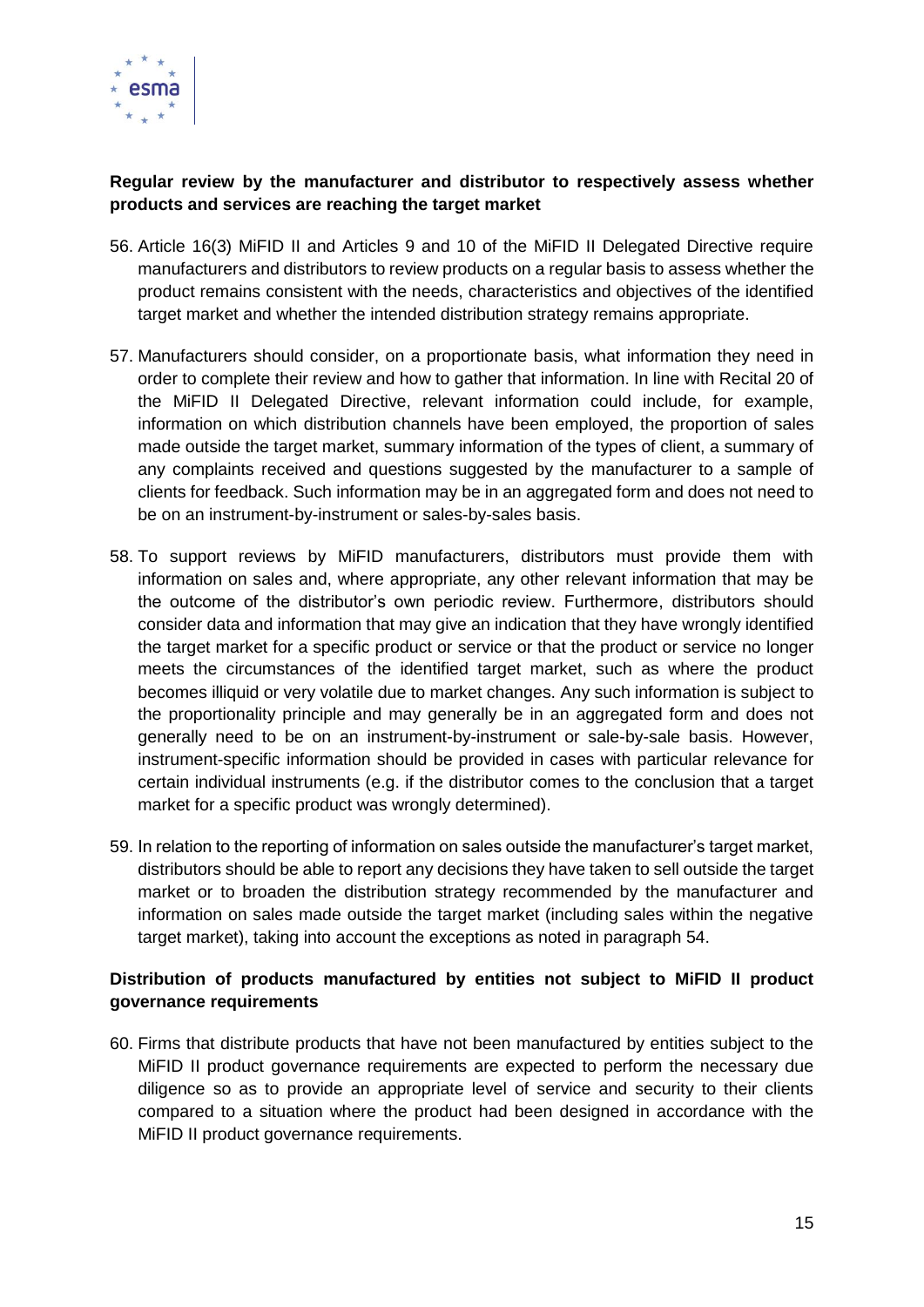**Regular review by the manufacturer and distributor to respectively assess whether products and services are reaching the target market**

56. Article 16(3) MiFID II and Articles 9 and 10 of the MiFID II Delegated Directive require manufacturers and distributors to review products on a regular basis to assess whether the product remains consistent with the needs, characteristics and objectives of the identified target market and whether the intended distribution strategy remains appropriate.

57. Manufacturers should consider, on a proportionate basis, what information they need in order to complete their review and how to gather that information. In line with Recital 20 of the MiFID II Delegated Directive, relevant information could include, for example, information on which distribution channels have been employed, the proportion of sales made outside the target market, summary information of the types of client, a summary of any complaints received and questions suggested by the manufacturer to a sample of clients for feedback. Such information may be in an aggregated form and does not need to be on an instrument-by-instrument or sales-by-sales basis.

58. To support reviews by MiFID manufacturers, distributors must provide them with information on sales and, where appropriate, any other relevant information that may be the outcome of the distributor's own periodic review. Furthermore, distributors should consider data and information that may give an indication that they have wrongly identified the target market for a specific product or service or that the product or service no longer meets the circumstances of the identified target market, such as where the product becomes illiquid or very volatile due to market changes. Any such information is subject to the proportionality principle and may generally be in an aggregated form and does not generally need to be on an instrument-by-instrument or sale-by-sale basis. However, instrument-specific information should be provided in cases with particular relevance for certain individual instruments (e.g. if the distributor comes to the conclusion that a target market for a specific product was wrongly determined).

59. In relation to the reporting of information on sales outside the manufacturer's target market, distributors should be able to report any decisions they have taken to sell outside the target market or to broaden the distribution strategy recommended by the manufacturer and information on sales made outside the target market (including sales within the negative target market), taking into account the exceptions as noted in paragraph 54.

**Distribution of products manufactured by entities not subject to MiFID II product governance requirements**

60. Firms that distribute products that have not been manufactured by entities subject to the MiFID II product governance requirements are expected to perform the necessary due diligence so as to provide an appropriate level of service and security to their clients compared to a situation where the product had been designed in accordance with the MiFID II product governance requirements.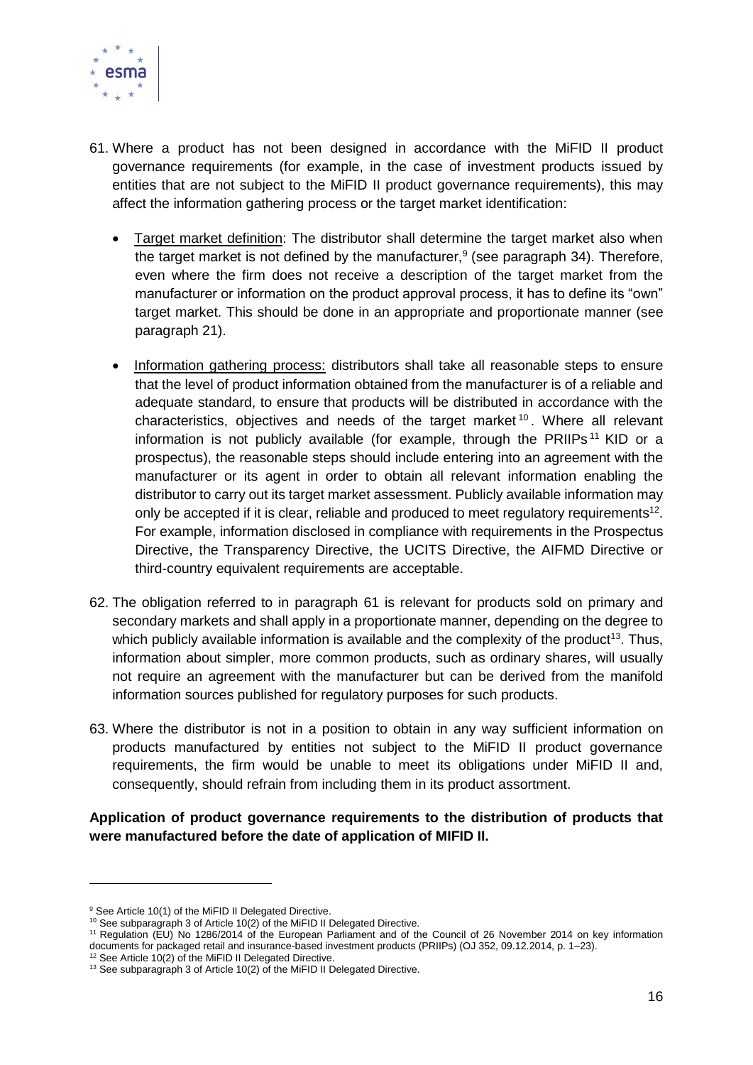61. Where a product has not been designed in accordance with the MiFID II product governance requirements (for example, in the case of investment products issued by entities that are not subject to the MiFID II product governance requirements), this may affect the information gathering process or the target market identification:

   - Target market definition: The distributor shall determine the target market also when the target market is not defined by the manufacturer,[9] (see paragraph 34). Therefore, even where the firm does not receive a description of the target market from the manufacturer or information on the product approval process, it has to define its "own" target market. This should be done in an appropriate and proportionate manner (see paragraph 21).

   - Information gathering process: distributors shall take all reasonable steps to ensure that the level of product information obtained from the manufacturer is of a reliable and adequate standard, to ensure that products will be distributed in accordance with the characteristics, objectives and needs of the target market[10]. Where all relevant information is not publicly available (for example, through the PRIIPs[11] KID or a prospectus), the reasonable steps should include entering into an agreement with the manufacturer or its agent in order to obtain all relevant information enabling the distributor to carry out its target market assessment. Publicly available information may only be accepted if it is clear, reliable and produced to meet regulatory requirements[12]. For example, information disclosed in compliance with requirements in the Prospectus Directive, the Transparency Directive, the UCITS Directive, the AIFMD Directive or third-country equivalent requirements are acceptable.

62. The obligation referred to in paragraph 61 is relevant for products sold on primary and secondary markets and shall apply in a proportionate manner, depending on the degree to which publicly available information is available and the complexity of the product[13]. Thus, information about simpler, more common products, such as ordinary shares, will usually not require an agreement with the manufacturer but can be derived from the manifold information sources published for regulatory purposes for such products.

63. Where the distributor is not in a position to obtain in any way sufficient information on products manufactured by entities not subject to the MiFID II product governance requirements, the firm would be unable to meet its obligations under MiFID II and, consequently, should refrain from including them in its product assortment.

**Application of product governance requirements to the distribution of products that were manufactured before the date of application of MIFID II.**

---

[9] See Article 10(1) of the MiFID II Delegated Directive.

[10] See subparagraph 3 of Article 10(2) of the MiFID II Delegated Directive.

[11] Regulation (EU) No 1286/2014 of the European Parliament and of the Council of 26 November 2014 on key information documents for packaged retail and insurance-based investment products (PRIIPs) (OJ 352, 09.12.2014, p. 1–23).

[12] See Article 10(2) of the MiFID II Delegated Directive.

[13] See subparagraph 3 of Article 10(2) of the MiFID II Delegated Directive.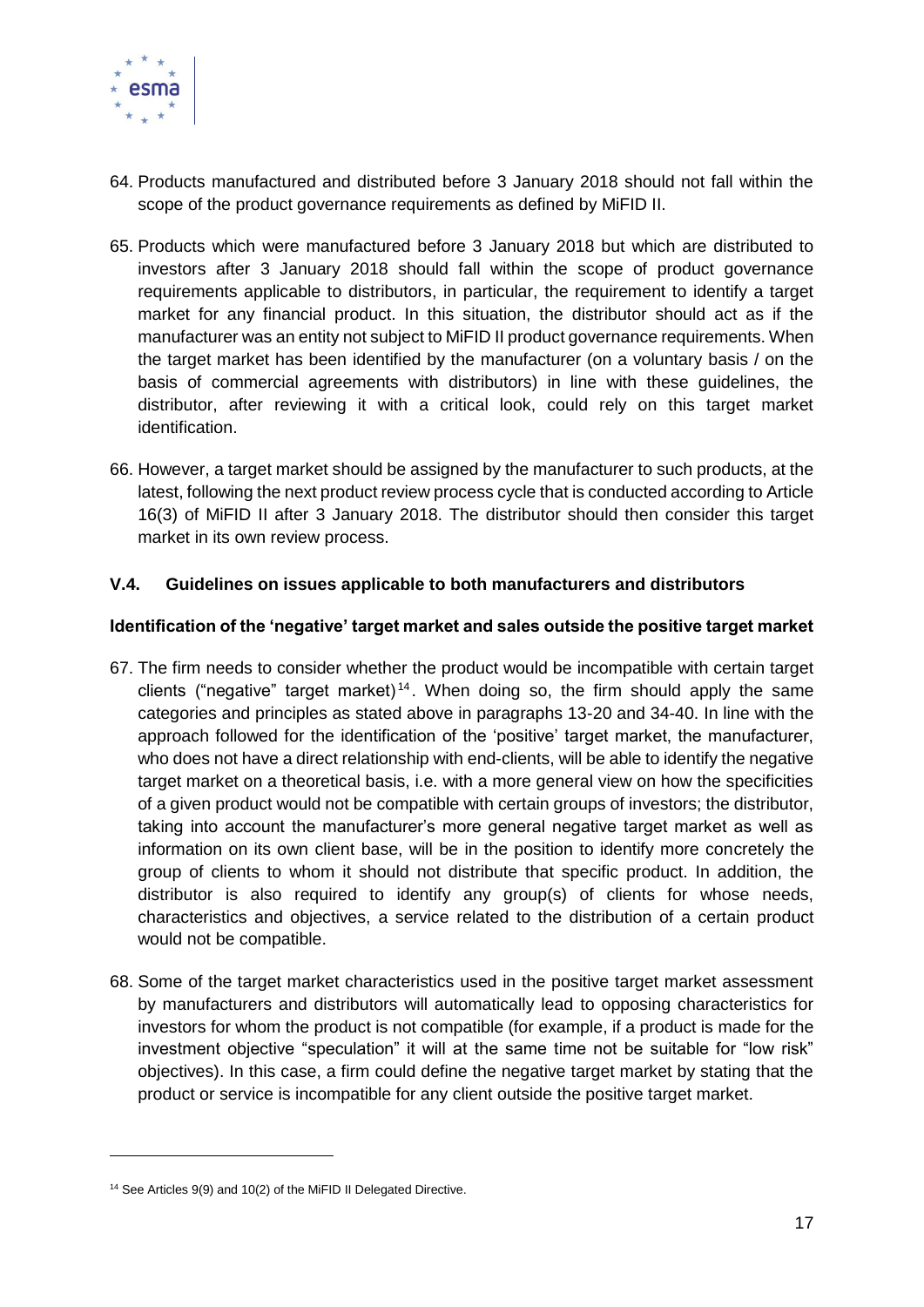64. Products manufactured and distributed before 3 January 2018 should not fall within the scope of the product governance requirements as defined by MiFID II.

65. Products which were manufactured before 3 January 2018 but which are distributed to investors after 3 January 2018 should fall within the scope of product governance requirements applicable to distributors, in particular, the requirement to identify a target market for any financial product. In this situation, the distributor should act as if the manufacturer was an entity not subject to MiFID II product governance requirements. When the target market has been identified by the manufacturer (on a voluntary basis / on the basis of commercial agreements with distributors) in line with these guidelines, the distributor, after reviewing it with a critical look, could rely on this target market identification.

66. However, a target market should be assigned by the manufacturer to such products, at the latest, following the next product review process cycle that is conducted according to Article 16(3) of MiFID II after 3 January 2018. The distributor should then consider this target market in its own review process.

### V.4. Guidelines on issues applicable to both manufacturers and distributors

#### Identification of the 'negative' target market and sales outside the positive target market

67. The firm needs to consider whether the product would be incompatible with certain target clients ("negative" target market)[14]. When doing so, the firm should apply the same categories and principles as stated above in paragraphs 13-20 and 34-40. In line with the approach followed for the identification of the 'positive' target market, the manufacturer, who does not have a direct relationship with end-clients, will be able to identify the negative target market on a theoretical basis, i.e. with a more general view on how the specificities of a given product would not be compatible with certain groups of investors; the distributor, taking into account the manufacturer's more general negative target market as well as information on its own client base, will be in the position to identify more concretely the group of clients to whom it should not distribute that specific product. In addition, the distributor is also required to identify any group(s) of clients for whose needs, characteristics and objectives, a service related to the distribution of a certain product would not be compatible.

68. Some of the target market characteristics used in the positive target market assessment by manufacturers and distributors will automatically lead to opposing characteristics for investors for whom the product is not compatible (for example, if a product is made for the investment objective "speculation" it will at the same time not be suitable for "low risk" objectives). In this case, a firm could define the negative target market by stating that the product or service is incompatible for any client outside the positive target market.

---

[14] See Articles 9(9) and 10(2) of the MiFID II Delegated Directive.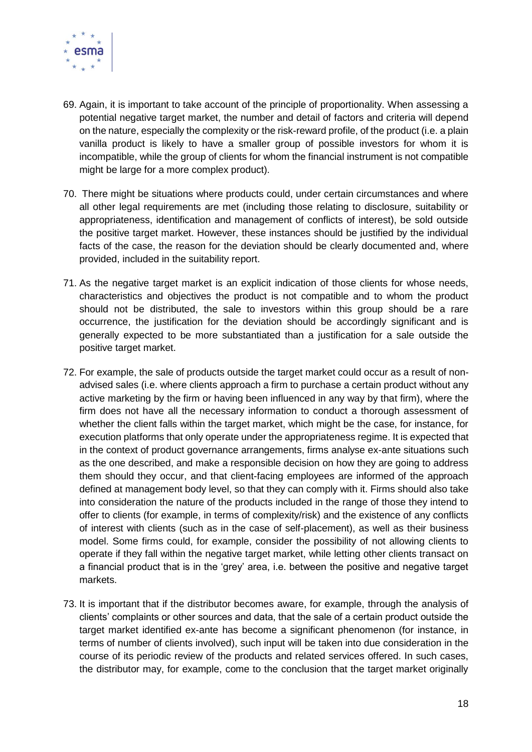69. Again, it is important to take account of the principle of proportionality. When assessing a potential negative target market, the number and detail of factors and criteria will depend on the nature, especially the complexity or the risk-reward profile, of the product (i.e. a plain vanilla product is likely to have a smaller group of possible investors for whom it is incompatible, while the group of clients for whom the financial instrument is not compatible might be large for a more complex product).

70. There might be situations where products could, under certain circumstances and where all other legal requirements are met (including those relating to disclosure, suitability or appropriateness, identification and management of conflicts of interest), be sold outside the positive target market. However, these instances should be justified by the individual facts of the case, the reason for the deviation should be clearly documented and, where provided, included in the suitability report.

71. As the negative target market is an explicit indication of those clients for whose needs, characteristics and objectives the product is not compatible and to whom the product should not be distributed, the sale to investors within this group should be a rare occurrence, the justification for the deviation should be accordingly significant and is generally expected to be more substantiated than a justification for a sale outside the positive target market.

72. For example, the sale of products outside the target market could occur as a result of non-advised sales (i.e. where clients approach a firm to purchase a certain product without any active marketing by the firm or having been influenced in any way by that firm), where the firm does not have all the necessary information to conduct a thorough assessment of whether the client falls within the target market, which might be the case, for instance, for execution platforms that only operate under the appropriateness regime. It is expected that in the context of product governance arrangements, firms analyse ex-ante situations such as the one described, and make a responsible decision on how they are going to address them should they occur, and that client-facing employees are informed of the approach defined at management body level, so that they can comply with it. Firms should also take into consideration the nature of the products included in the range of those they intend to offer to clients (for example, in terms of complexity/risk) and the existence of any conflicts of interest with clients (such as in the case of self-placement), as well as their business model. Some firms could, for example, consider the possibility of not allowing clients to operate if they fall within the negative target market, while letting other clients transact on a financial product that is in the 'grey' area, i.e. between the positive and negative target markets.

73. It is important that if the distributor becomes aware, for example, through the analysis of clients' complaints or other sources and data, that the sale of a certain product outside the target market identified ex-ante has become a significant phenomenon (for instance, in terms of number of clients involved), such input will be taken into due consideration in the course of its periodic review of the products and related services offered. In such cases, the distributor may, for example, come to the conclusion that the target market originally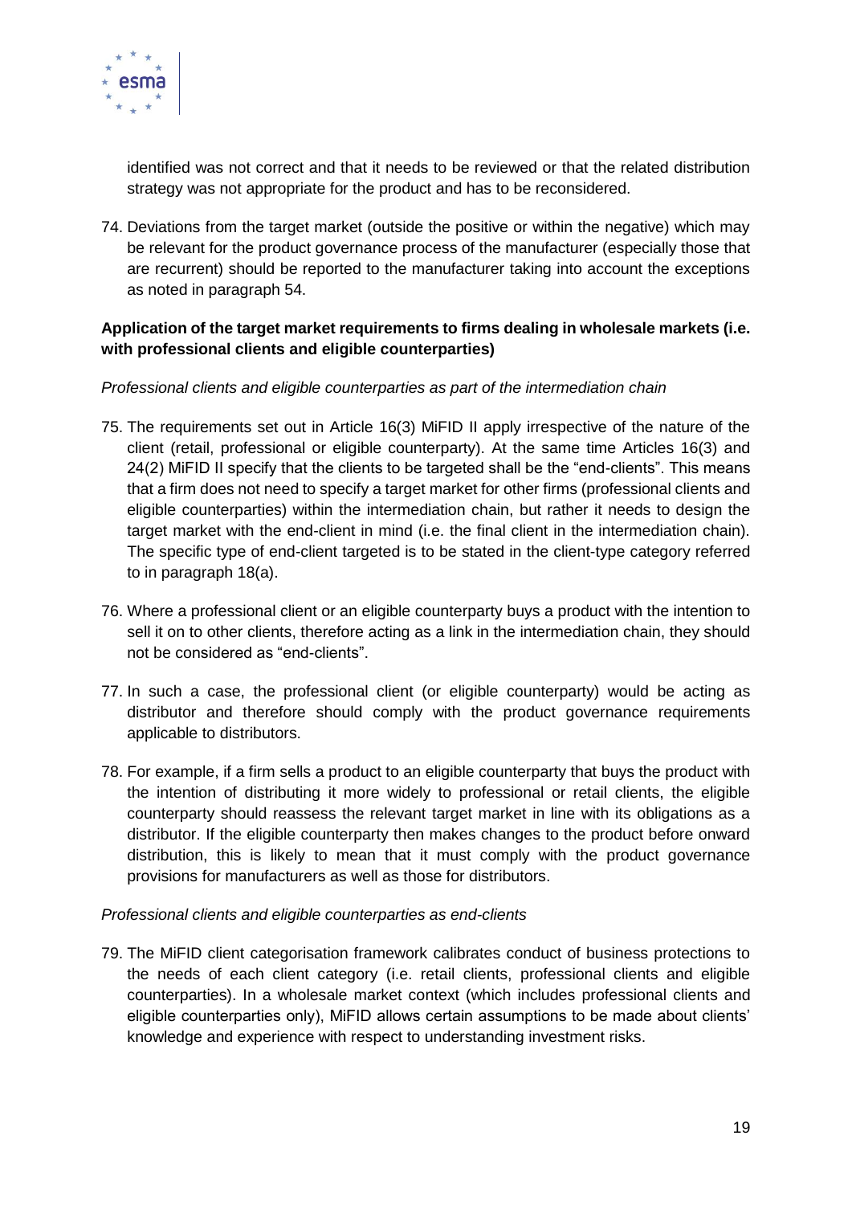identified was not correct and that it needs to be reviewed or that the related distribution strategy was not appropriate for the product and has to be reconsidered.

74. Deviations from the target market (outside the positive or within the negative) which may be relevant for the product governance process of the manufacturer (especially those that are recurrent) should be reported to the manufacturer taking into account the exceptions as noted in paragraph 54.

**Application of the target market requirements to firms dealing in wholesale markets (i.e. with professional clients and eligible counterparties)**

*Professional clients and eligible counterparties as part of the intermediation chain*

75. The requirements set out in Article 16(3) MiFID II apply irrespective of the nature of the client (retail, professional or eligible counterparty). At the same time Articles 16(3) and 24(2) MiFID II specify that the clients to be targeted shall be the "end-clients". This means that a firm does not need to specify a target market for other firms (professional clients and eligible counterparties) within the intermediation chain, but rather it needs to design the target market with the end-client in mind (i.e. the final client in the intermediation chain). The specific type of end-client targeted is to be stated in the client-type category referred to in paragraph 18(a).

76. Where a professional client or an eligible counterparty buys a product with the intention to sell it on to other clients, therefore acting as a link in the intermediation chain, they should not be considered as "end-clients".

77. In such a case, the professional client (or eligible counterparty) would be acting as distributor and therefore should comply with the product governance requirements applicable to distributors.

78. For example, if a firm sells a product to an eligible counterparty that buys the product with the intention of distributing it more widely to professional or retail clients, the eligible counterparty should reassess the relevant target market in line with its obligations as a distributor. If the eligible counterparty then makes changes to the product before onward distribution, this is likely to mean that it must comply with the product governance provisions for manufacturers as well as those for distributors.

*Professional clients and eligible counterparties as end-clients*

79. The MiFID client categorisation framework calibrates conduct of business protections to the needs of each client category (i.e. retail clients, professional clients and eligible counterparties). In a wholesale market context (which includes professional clients and eligible counterparties only), MiFID allows certain assumptions to be made about clients' knowledge and experience with respect to understanding investment risks.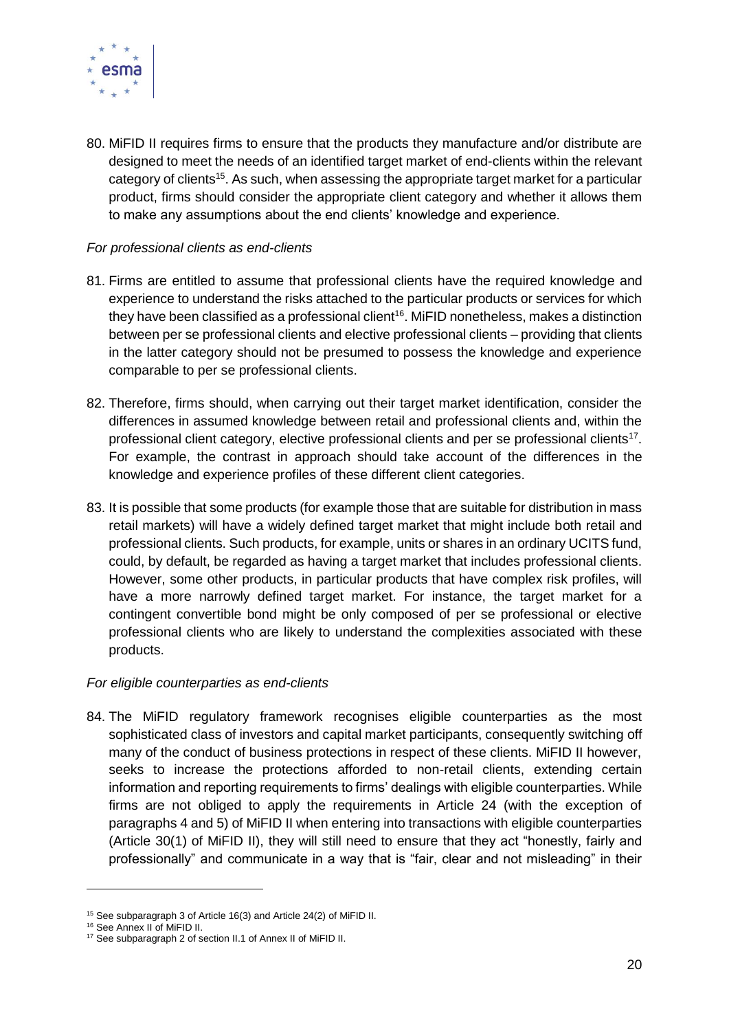80. MiFID II requires firms to ensure that the products they manufacture and/or distribute are designed to meet the needs of an identified target market of end-clients within the relevant category of clients[15]. As such, when assessing the appropriate target market for a particular product, firms should consider the appropriate client category and whether it allows them to make any assumptions about the end clients' knowledge and experience.

*For professional clients as end-clients*

81. Firms are entitled to assume that professional clients have the required knowledge and experience to understand the risks attached to the particular products or services for which they have been classified as a professional client[16]. MiFID nonetheless, makes a distinction between per se professional clients and elective professional clients – providing that clients in the latter category should not be presumed to possess the knowledge and experience comparable to per se professional clients.

82. Therefore, firms should, when carrying out their target market identification, consider the differences in assumed knowledge between retail and professional clients and, within the professional client category, elective professional clients and per se professional clients[17]. For example, the contrast in approach should take account of the differences in the knowledge and experience profiles of these different client categories.

83. It is possible that some products (for example those that are suitable for distribution in mass retail markets) will have a widely defined target market that might include both retail and professional clients. Such products, for example, units or shares in an ordinary UCITS fund, could, by default, be regarded as having a target market that includes professional clients. However, some other products, in particular products that have complex risk profiles, will have a more narrowly defined target market. For instance, the target market for a contingent convertible bond might be only composed of per se professional or elective professional clients who are likely to understand the complexities associated with these products.

*For eligible counterparties as end-clients*

84. The MiFID regulatory framework recognises eligible counterparties as the most sophisticated class of investors and capital market participants, consequently switching off many of the conduct of business protections in respect of these clients. MiFID II however, seeks to increase the protections afforded to non-retail clients, extending certain information and reporting requirements to firms' dealings with eligible counterparties. While firms are not obliged to apply the requirements in Article 24 (with the exception of paragraphs 4 and 5) of MiFID II when entering into transactions with eligible counterparties (Article 30(1) of MiFID II), they will still need to ensure that they act "honestly, fairly and professionally" and communicate in a way that is "fair, clear and not misleading" in their

---

[15] See subparagraph 3 of Article 16(3) and Article 24(2) of MiFID II.

[16] See Annex II of MiFID II.

[17] See subparagraph 2 of section II.1 of Annex II of MiFID II.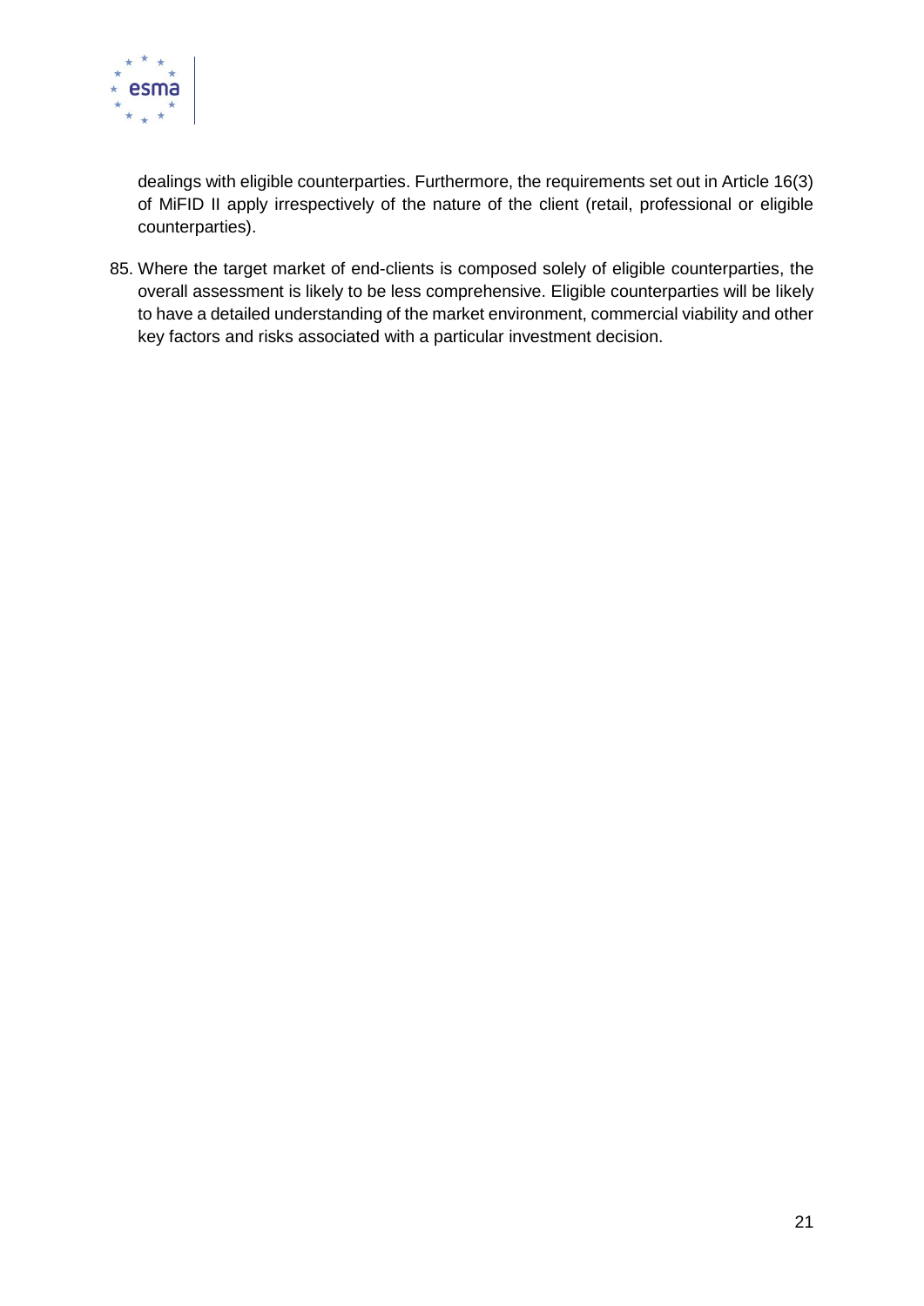dealings with eligible counterparties. Furthermore, the requirements set out in Article 16(3) of MiFID II apply irrespectively of the nature of the client (retail, professional or eligible counterparties).

85. Where the target market of end-clients is composed solely of eligible counterparties, the overall assessment is likely to be less comprehensive. Eligible counterparties will be likely to have a detailed understanding of the market environment, commercial viability and other key factors and risks associated with a particular investment decision.